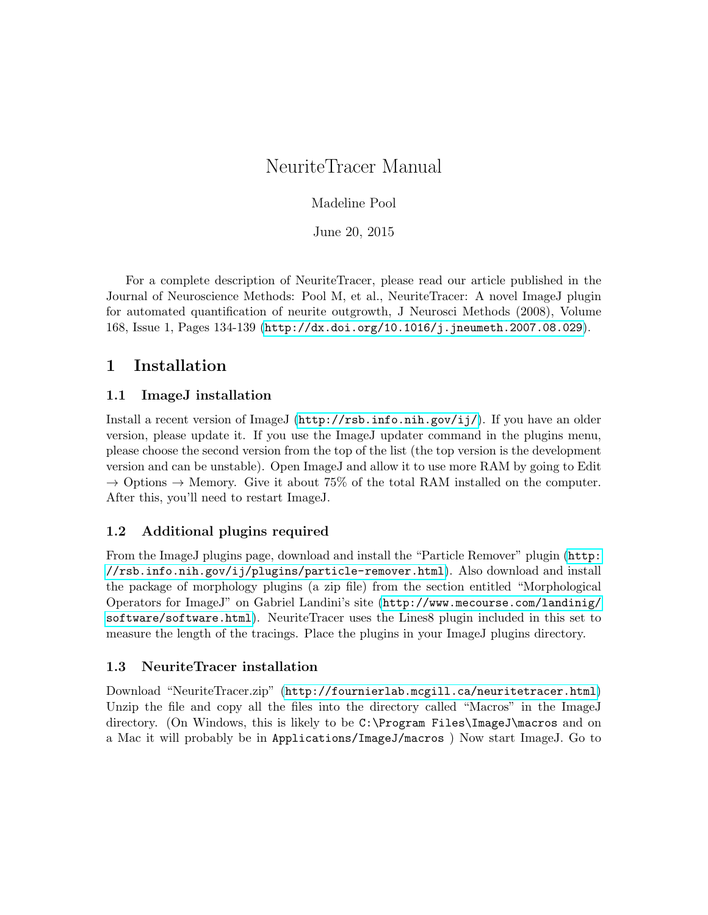# NeuriteTracer Manual

Madeline Pool

June 20, 2015

For a complete description of NeuriteTracer, please read our article published in the Journal of Neuroscience Methods: Pool M, et al., NeuriteTracer: A novel ImageJ plugin for automated quantification of neurite outgrowth, J Neurosci Methods (2008), Volume 168, Issue 1, Pages 134-139 (http://dx.doi.org/10.1016/j.jneumeth.2007.08.029).

## 1 Installation

### 1.1 ImageJ installation

Install a recent version of ImageJ (http://rsb.info.nih.gov/ij/). If you have an older version, please update it. If you use the ImageJ updater command in the plugins menu, please choose the second version from the top of the list (the top version is the development version and can be unstable). Open ImageJ and allow it to use more RAM by going to Edit → Options → Memory. Give it about 75% of the total RAM installed on the computer. After this, you'll need to restart ImageJ.

### 1.2 Additional plugins required

From the ImageJ plugins page, download and install the "Particle Remover" plugin (http://rsb.info.nih.gov/ij/plugins/particle-remover.html). Also download and install the package of morphology plugins (a zip file) from the section entitled "Morphological Operators for ImageJ" on Gabriel Landini's site (http://www.mecourse.com/landinig/software/software.html). NeuriteTracer uses the Lines8 plugin included in this set to measure the length of the tracings. Place the plugins in your ImageJ plugins directory.

### 1.3 NeuriteTracer installation

Download "NeuriteTracer.zip" (http://fournierlab.mcgill.ca/neuritetracer.html) Unzip the file and copy all the files into the directory called "Macros" in the ImageJ directory. (On Windows, this is likely to be `C:\Program Files\ImageJ\macros` and on a Mac it will probably be in `Applications/ImageJ/macros` ) Now start ImageJ. Go to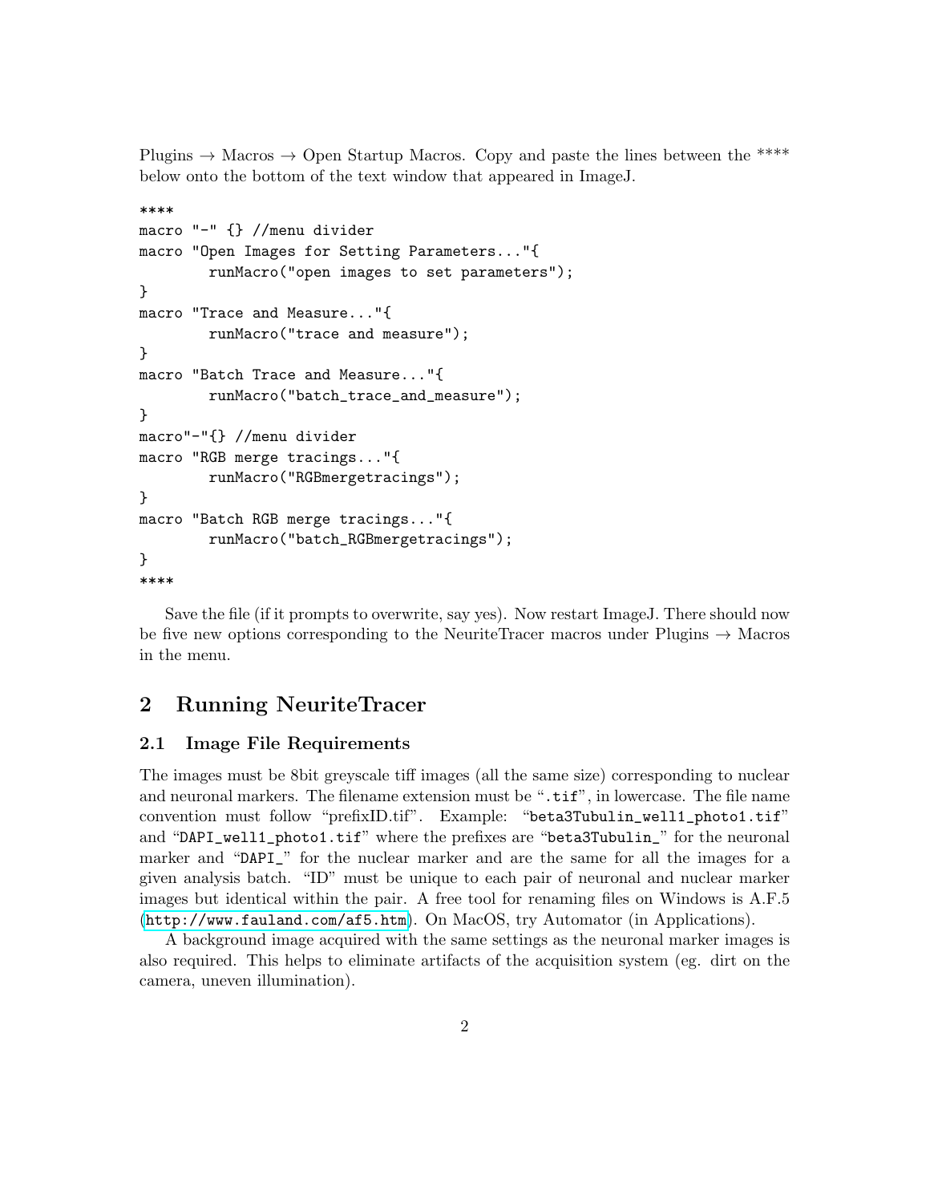Plugins → Macros → Open Startup Macros. Copy and paste the lines between the **** below onto the bottom of the text window that appeared in ImageJ.

```
****
macro "-" {} //menu divider
macro "Open Images for Setting Parameters..."{
        runMacro("open images to set parameters");
}
macro "Trace and Measure..."{
        runMacro("trace and measure");
}
macro "Batch Trace and Measure..."{
        runMacro("batch_trace_and_measure");
}
macro"-"{} //menu divider
macro "RGB merge tracings..."{
        runMacro("RGBmergetracings");
}
macro "Batch RGB merge tracings..."{
        runMacro("batch_RGBmergetracings");
}
****
```

Save the file (if it prompts to overwrite, say yes). Now restart ImageJ. There should now be five new options corresponding to the NeuriteTracer macros under Plugins → Macros in the menu.

## 2 Running NeuriteTracer

### 2.1 Image File Requirements

The images must be 8bit greyscale tiff images (all the same size) corresponding to nuclear and neuronal markers. The filename extension must be "`.tif`", in lowercase. The file name convention must follow "prefixID.tif". Example: "`beta3Tubulin_well1_photo1.tif`" and "`DAPI_well1_photo1.tif`" where the prefixes are "`beta3Tubulin_`" for the neuronal marker and "`DAPI_`" for the nuclear marker and are the same for all the images for a given analysis batch. "ID" must be unique to each pair of neuronal and nuclear marker images but identical within the pair. A free tool for renaming files on Windows is A.F.5 (`http://www.fauland.com/af5.htm`). On MacOS, try Automator (in Applications).

A background image acquired with the same settings as the neuronal marker images is also required. This helps to eliminate artifacts of the acquisition system (eg. dirt on the camera, uneven illumination).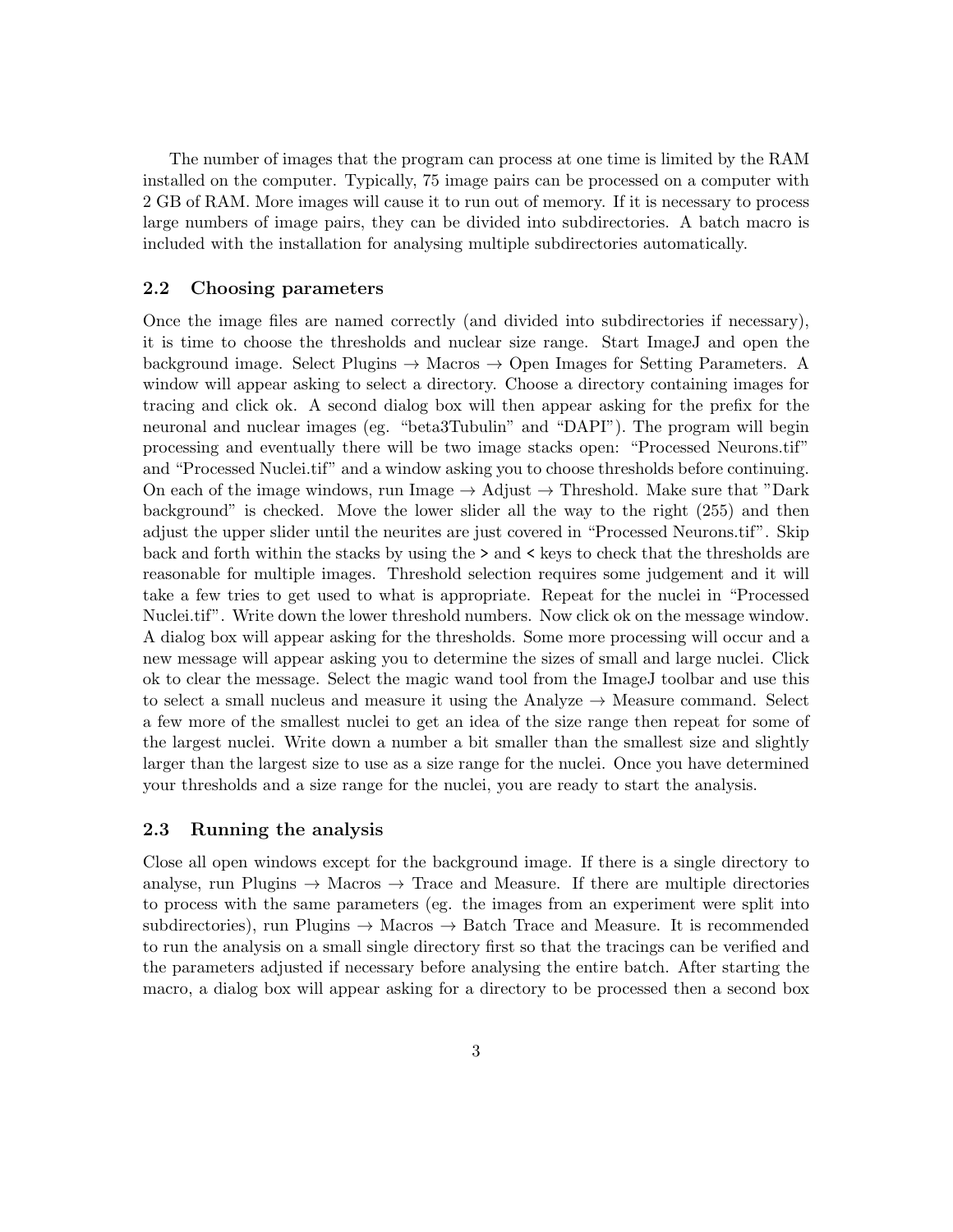The number of images that the program can process at one time is limited by the RAM installed on the computer. Typically, 75 image pairs can be processed on a computer with 2 GB of RAM. More images will cause it to run out of memory. If it is necessary to process large numbers of image pairs, they can be divided into subdirectories. A batch macro is included with the installation for analysing multiple subdirectories automatically.

### 2.2 Choosing parameters

Once the image files are named correctly (and divided into subdirectories if necessary), it is time to choose the thresholds and nuclear size range. Start ImageJ and open the background image. Select Plugins → Macros → Open Images for Setting Parameters. A window will appear asking to select a directory. Choose a directory containing images for tracing and click ok. A second dialog box will then appear asking for the prefix for the neuronal and nuclear images (eg. "beta3Tubulin" and "DAPI"). The program will begin processing and eventually there will be two image stacks open: "Processed Neurons.tif" and "Processed Nuclei.tif" and a window asking you to choose thresholds before continuing. On each of the image windows, run Image → Adjust → Threshold. Make sure that "Dark background" is checked. Move the lower slider all the way to the right (255) and then adjust the upper slider until the neurites are just covered in "Processed Neurons.tif". Skip back and forth within the stacks by using the > and < keys to check that the thresholds are reasonable for multiple images. Threshold selection requires some judgement and it will take a few tries to get used to what is appropriate. Repeat for the nuclei in "Processed Nuclei.tif". Write down the lower threshold numbers. Now click ok on the message window. A dialog box will appear asking for the thresholds. Some more processing will occur and a new message will appear asking you to determine the sizes of small and large nuclei. Click ok to clear the message. Select the magic wand tool from the ImageJ toolbar and use this to select a small nucleus and measure it using the Analyze → Measure command. Select a few more of the smallest nuclei to get an idea of the size range then repeat for some of the largest nuclei. Write down a number a bit smaller than the smallest size and slightly larger than the largest size to use as a size range for the nuclei. Once you have determined your thresholds and a size range for the nuclei, you are ready to start the analysis.

### 2.3 Running the analysis

Close all open windows except for the background image. If there is a single directory to analyse, run Plugins → Macros → Trace and Measure. If there are multiple directories to process with the same parameters (eg. the images from an experiment were split into subdirectories), run Plugins → Macros → Batch Trace and Measure. It is recommended to run the analysis on a small single directory first so that the tracings can be verified and the parameters adjusted if necessary before analysing the entire batch. After starting the macro, a dialog box will appear asking for a directory to be processed then a second box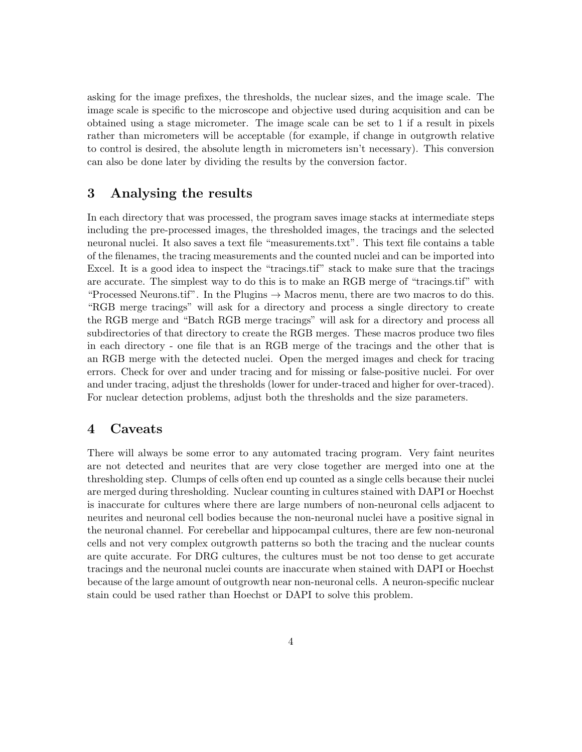asking for the image prefixes, the thresholds, the nuclear sizes, and the image scale. The image scale is specific to the microscope and objective used during acquisition and can be obtained using a stage micrometer. The image scale can be set to 1 if a result in pixels rather than micrometers will be acceptable (for example, if change in outgrowth relative to control is desired, the absolute length in micrometers isn't necessary). This conversion can also be done later by dividing the results by the conversion factor.

## 3 Analysing the results

In each directory that was processed, the program saves image stacks at intermediate steps including the pre-processed images, the thresholded images, the tracings and the selected neuronal nuclei. It also saves a text file "measurements.txt". This text file contains a table of the filenames, the tracing measurements and the counted nuclei and can be imported into Excel. It is a good idea to inspect the "tracings.tif" stack to make sure that the tracings are accurate. The simplest way to do this is to make an RGB merge of "tracings.tif" with "Processed Neurons.tif". In the Plugins → Macros menu, there are two macros to do this. "RGB merge tracings" will ask for a directory and process a single directory to create the RGB merge and "Batch RGB merge tracings" will ask for a directory and process all subdirectories of that directory to create the RGB merges. These macros produce two files in each directory - one file that is an RGB merge of the tracings and the other that is an RGB merge with the detected nuclei. Open the merged images and check for tracing errors. Check for over and under tracing and for missing or false-positive nuclei. For over and under tracing, adjust the thresholds (lower for under-traced and higher for over-traced). For nuclear detection problems, adjust both the thresholds and the size parameters.

## 4 Caveats

There will always be some error to any automated tracing program. Very faint neurites are not detected and neurites that are very close together are merged into one at the thresholding step. Clumps of cells often end up counted as a single cells because their nuclei are merged during thresholding. Nuclear counting in cultures stained with DAPI or Hoechst is inaccurate for cultures where there are large numbers of non-neuronal cells adjacent to neurites and neuronal cell bodies because the non-neuronal nuclei have a positive signal in the neuronal channel. For cerebellar and hippocampal cultures, there are few non-neuronal cells and not very complex outgrowth patterns so both the tracing and the nuclear counts are quite accurate. For DRG cultures, the cultures must be not too dense to get accurate tracings and the neuronal nuclei counts are inaccurate when stained with DAPI or Hoechst because of the large amount of outgrowth near non-neuronal cells. A neuron-specific nuclear stain could be used rather than Hoechst or DAPI to solve this problem.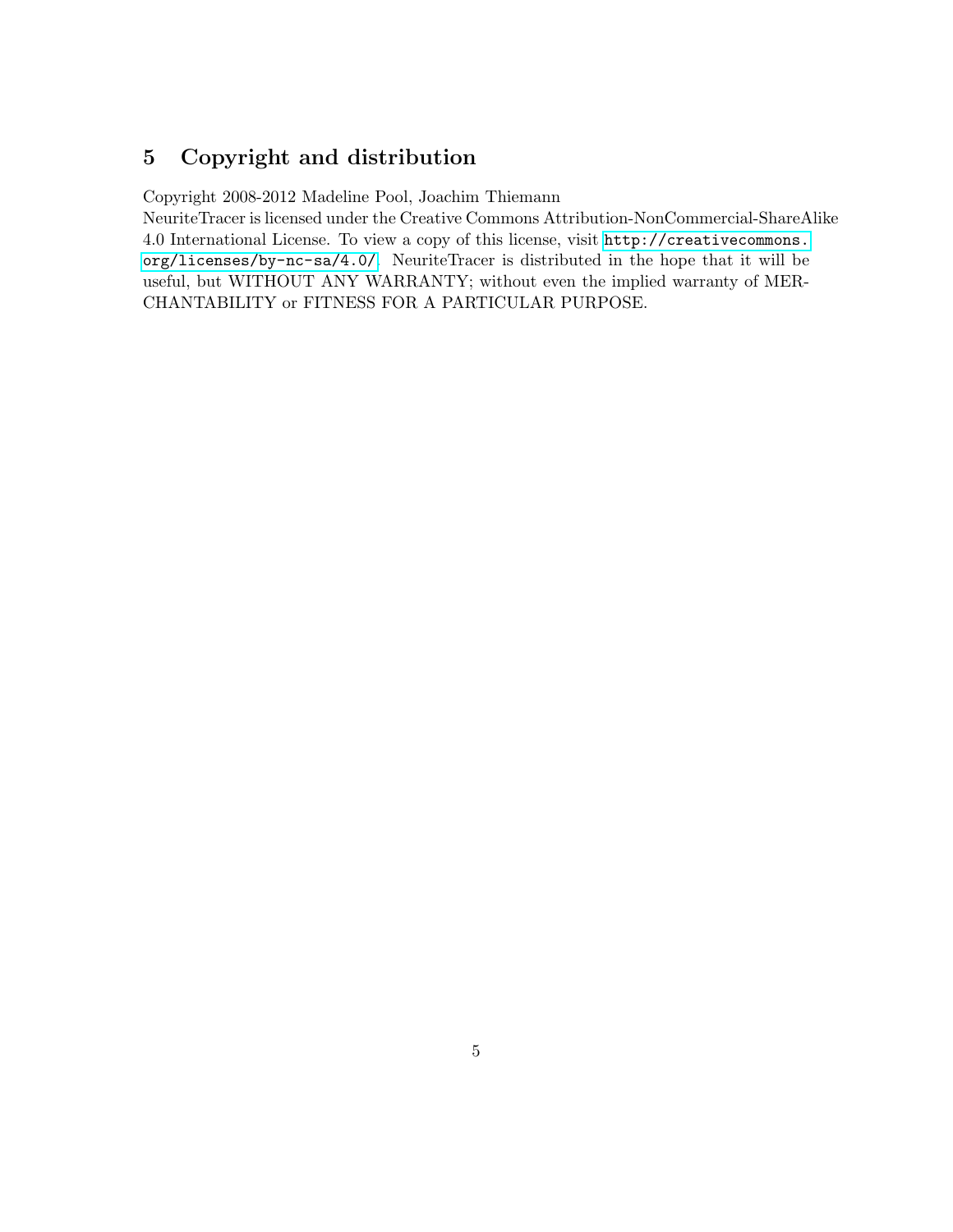## 5 Copyright and distribution

Copyright 2008-2012 Madeline Pool, Joachim Thiemann
NeuriteTracer is licensed under the Creative Commons Attribution-NonCommercial-ShareAlike 4.0 International License. To view a copy of this license, visit http://creativecommons.org/licenses/by-nc-sa/4.0/. NeuriteTracer is distributed in the hope that it will be useful, but WITHOUT ANY WARRANTY; without even the implied warranty of MERCHANTABILITY or FITNESS FOR A PARTICULAR PURPOSE.